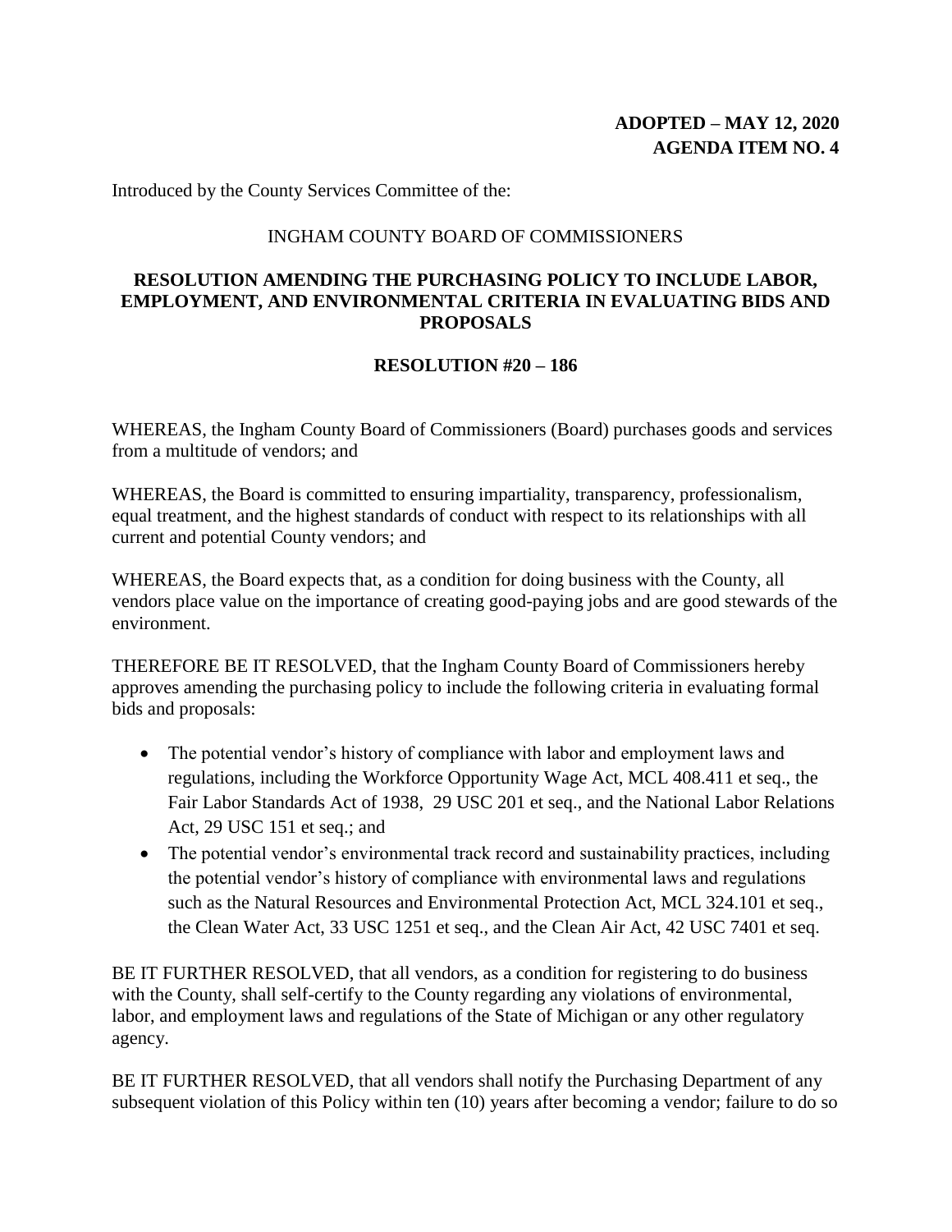**ADOPTED – MAY 12, 2020**
**AGENDA ITEM NO. 4**

Introduced by the County Services Committee of the:

INGHAM COUNTY BOARD OF COMMISSIONERS

**RESOLUTION AMENDING THE PURCHASING POLICY TO INCLUDE LABOR, EMPLOYMENT, AND ENVIRONMENTAL CRITERIA IN EVALUATING BIDS AND PROPOSALS**

**RESOLUTION #20 – 186**

WHEREAS, the Ingham County Board of Commissioners (Board) purchases goods and services from a multitude of vendors; and

WHEREAS, the Board is committed to ensuring impartiality, transparency, professionalism, equal treatment, and the highest standards of conduct with respect to its relationships with all current and potential County vendors; and

WHEREAS, the Board expects that, as a condition for doing business with the County, all vendors place value on the importance of creating good-paying jobs and are good stewards of the environment.

THEREFORE BE IT RESOLVED, that the Ingham County Board of Commissioners hereby approves amending the purchasing policy to include the following criteria in evaluating formal bids and proposals:

- The potential vendor's history of compliance with labor and employment laws and regulations, including the Workforce Opportunity Wage Act, MCL 408.411 et seq., the Fair Labor Standards Act of 1938, 29 USC 201 et seq., and the National Labor Relations Act, 29 USC 151 et seq.; and
- The potential vendor's environmental track record and sustainability practices, including the potential vendor's history of compliance with environmental laws and regulations such as the Natural Resources and Environmental Protection Act, MCL 324.101 et seq., the Clean Water Act, 33 USC 1251 et seq., and the Clean Air Act, 42 USC 7401 et seq.

BE IT FURTHER RESOLVED, that all vendors, as a condition for registering to do business with the County, shall self-certify to the County regarding any violations of environmental, labor, and employment laws and regulations of the State of Michigan or any other regulatory agency.

BE IT FURTHER RESOLVED, that all vendors shall notify the Purchasing Department of any subsequent violation of this Policy within ten (10) years after becoming a vendor; failure to do so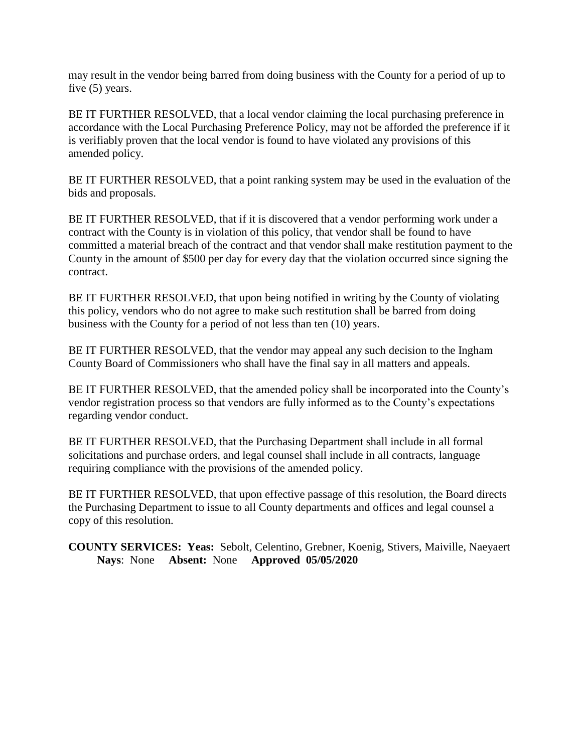may result in the vendor being barred from doing business with the County for a period of up to five (5) years.

BE IT FURTHER RESOLVED, that a local vendor claiming the local purchasing preference in accordance with the Local Purchasing Preference Policy, may not be afforded the preference if it is verifiably proven that the local vendor is found to have violated any provisions of this amended policy.

BE IT FURTHER RESOLVED, that a point ranking system may be used in the evaluation of the bids and proposals.

BE IT FURTHER RESOLVED, that if it is discovered that a vendor performing work under a contract with the County is in violation of this policy, that vendor shall be found to have committed a material breach of the contract and that vendor shall make restitution payment to the County in the amount of $500 per day for every day that the violation occurred since signing the contract.

BE IT FURTHER RESOLVED, that upon being notified in writing by the County of violating this policy, vendors who do not agree to make such restitution shall be barred from doing business with the County for a period of not less than ten (10) years.

BE IT FURTHER RESOLVED, that the vendor may appeal any such decision to the Ingham County Board of Commissioners who shall have the final say in all matters and appeals.

BE IT FURTHER RESOLVED, that the amended policy shall be incorporated into the County's vendor registration process so that vendors are fully informed as to the County's expectations regarding vendor conduct.

BE IT FURTHER RESOLVED, that the Purchasing Department shall include in all formal solicitations and purchase orders, and legal counsel shall include in all contracts, language requiring compliance with the provisions of the amended policy.

BE IT FURTHER RESOLVED, that upon effective passage of this resolution, the Board directs the Purchasing Department to issue to all County departments and offices and legal counsel a copy of this resolution.

**COUNTY SERVICES: Yeas:** Sebolt, Celentino, Grebner, Koenig, Stivers, Maiville, Naeyaert
**Nays**: None **Absent:** None **Approved 05/05/2020**